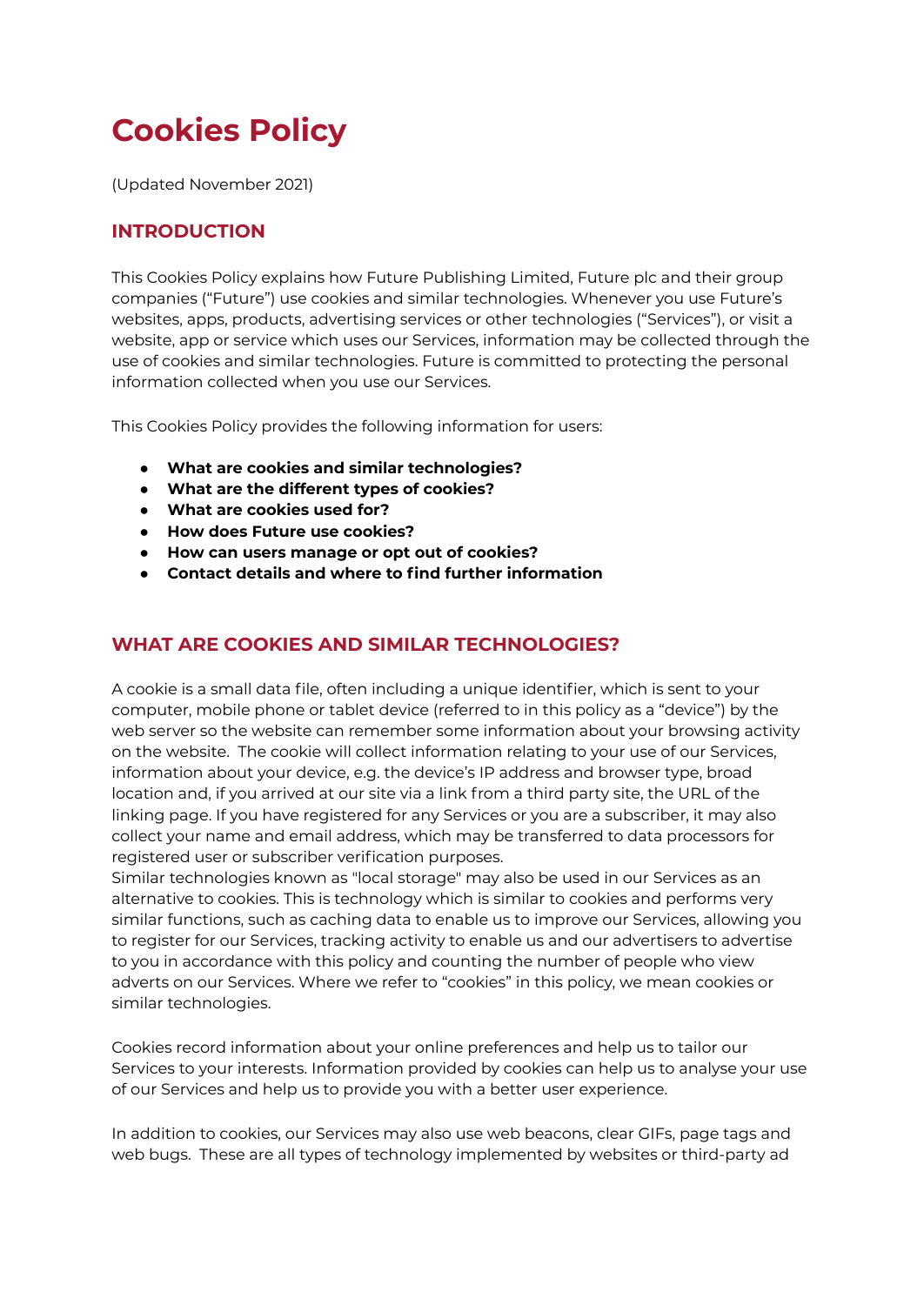# Cookies Policy

(Updated November 2021)

## INTRODUCTION

This Cookies Policy explains how Future Publishing Limited, Future plc and their group companies ("Future") use cookies and similar technologies. Whenever you use Future's websites, apps, products, advertising services or other technologies ("Services"), or visit a website, app or service which uses our Services, information may be collected through the use of cookies and similar technologies. Future is committed to protecting the personal information collected when you use our Services.

This Cookies Policy provides the following information for users:

- **What are cookies and similar technologies?**
- **What are the different types of cookies?**
- **What are cookies used for?**
- **How does Future use cookies?**
- **How can users manage or opt out of cookies?**
- **Contact details and where to find further information**

## WHAT ARE COOKIES AND SIMILAR TECHNOLOGIES?

A cookie is a small data file, often including a unique identifier, which is sent to your computer, mobile phone or tablet device (referred to in this policy as a "device") by the web server so the website can remember some information about your browsing activity on the website. The cookie will collect information relating to your use of our Services, information about your device, e.g. the device's IP address and browser type, broad location and, if you arrived at our site via a link from a third party site, the URL of the linking page. If you have registered for any Services or you are a subscriber, it may also collect your name and email address, which may be transferred to data processors for registered user or subscriber verification purposes.
Similar technologies known as "local storage" may also be used in our Services as an alternative to cookies. This is technology which is similar to cookies and performs very similar functions, such as caching data to enable us to improve our Services, allowing you to register for our Services, tracking activity to enable us and our advertisers to advertise to you in accordance with this policy and counting the number of people who view adverts on our Services. Where we refer to "cookies" in this policy, we mean cookies or similar technologies.

Cookies record information about your online preferences and help us to tailor our Services to your interests. Information provided by cookies can help us to analyse your use of our Services and help us to provide you with a better user experience.

In addition to cookies, our Services may also use web beacons, clear GIFs, page tags and web bugs. These are all types of technology implemented by websites or third-party ad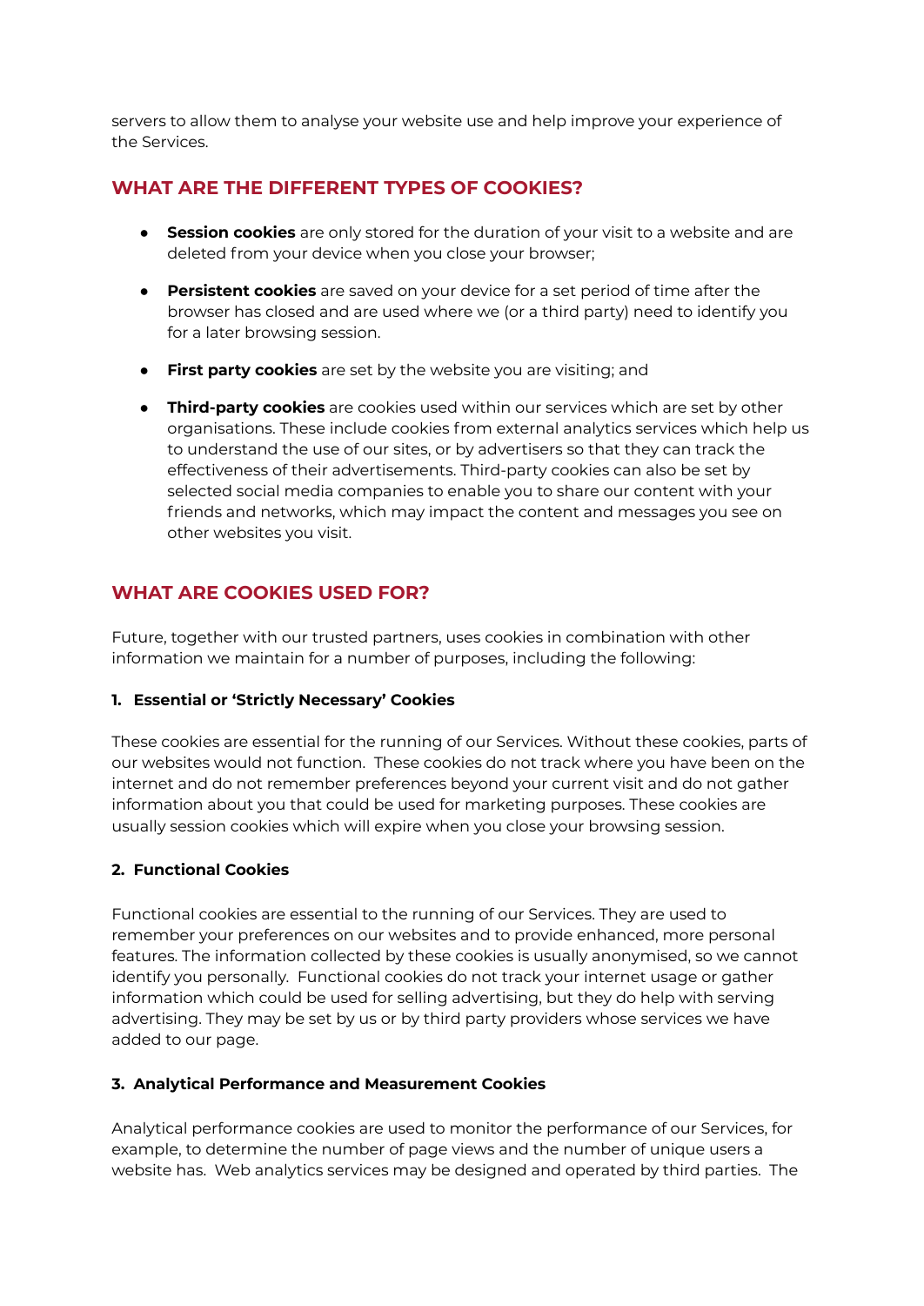servers to allow them to analyse your website use and help improve your experience of the Services.

## WHAT ARE THE DIFFERENT TYPES OF COOKIES?

- **Session cookies** are only stored for the duration of your visit to a website and are deleted from your device when you close your browser;
- **Persistent cookies** are saved on your device for a set period of time after the browser has closed and are used where we (or a third party) need to identify you for a later browsing session.
- **First party cookies** are set by the website you are visiting; and
- **Third-party cookies** are cookies used within our services which are set by other organisations. These include cookies from external analytics services which help us to understand the use of our sites, or by advertisers so that they can track the effectiveness of their advertisements. Third-party cookies can also be set by selected social media companies to enable you to share our content with your friends and networks, which may impact the content and messages you see on other websites you visit.

## WHAT ARE COOKIES USED FOR?

Future, together with our trusted partners, uses cookies in combination with other information we maintain for a number of purposes, including the following:

### 1. Essential or 'Strictly Necessary' Cookies

These cookies are essential for the running of our Services. Without these cookies, parts of our websites would not function. These cookies do not track where you have been on the internet and do not remember preferences beyond your current visit and do not gather information about you that could be used for marketing purposes. These cookies are usually session cookies which will expire when you close your browsing session.

### 2. Functional Cookies

Functional cookies are essential to the running of our Services. They are used to remember your preferences on our websites and to provide enhanced, more personal features. The information collected by these cookies is usually anonymised, so we cannot identify you personally. Functional cookies do not track your internet usage or gather information which could be used for selling advertising, but they do help with serving advertising. They may be set by us or by third party providers whose services we have added to our page.

### 3. Analytical Performance and Measurement Cookies

Analytical performance cookies are used to monitor the performance of our Services, for example, to determine the number of page views and the number of unique users a website has. Web analytics services may be designed and operated by third parties. The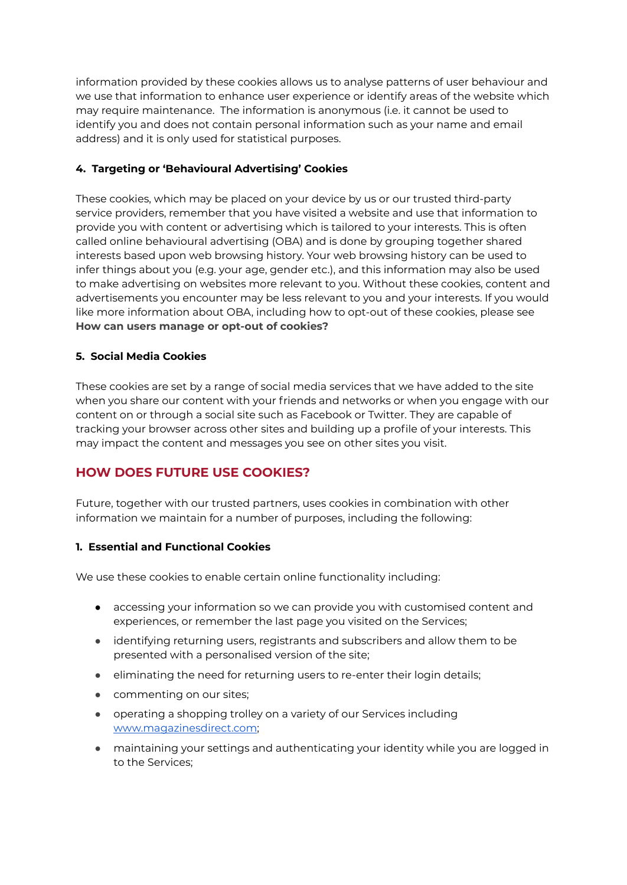information provided by these cookies allows us to analyse patterns of user behaviour and we use that information to enhance user experience or identify areas of the website which may require maintenance. The information is anonymous (i.e. it cannot be used to identify you and does not contain personal information such as your name and email address) and it is only used for statistical purposes.

**4. Targeting or 'Behavioural Advertising' Cookies**

These cookies, which may be placed on your device by us or our trusted third-party service providers, remember that you have visited a website and use that information to provide you with content or advertising which is tailored to your interests. This is often called online behavioural advertising (OBA) and is done by grouping together shared interests based upon web browsing history. Your web browsing history can be used to infer things about you (e.g. your age, gender etc.), and this information may also be used to make advertising on websites more relevant to you. Without these cookies, content and advertisements you encounter may be less relevant to you and your interests. If you would like more information about OBA, including how to opt-out of these cookies, please see **How can users manage or opt-out of cookies?**

**5. Social Media Cookies**

These cookies are set by a range of social media services that we have added to the site when you share our content with your friends and networks or when you engage with our content on or through a social site such as Facebook or Twitter. They are capable of tracking your browser across other sites and building up a profile of your interests. This may impact the content and messages you see on other sites you visit.

## HOW DOES FUTURE USE COOKIES?

Future, together with our trusted partners, uses cookies in combination with other information we maintain for a number of purposes, including the following:

**1. Essential and Functional Cookies**

We use these cookies to enable certain online functionality including:

- accessing your information so we can provide you with customised content and experiences, or remember the last page you visited on the Services;
- identifying returning users, registrants and subscribers and allow them to be presented with a personalised version of the site;
- eliminating the need for returning users to re-enter their login details;
- commenting on our sites;
- operating a shopping trolley on a variety of our Services including www.magazinesdirect.com;
- maintaining your settings and authenticating your identity while you are logged in to the Services;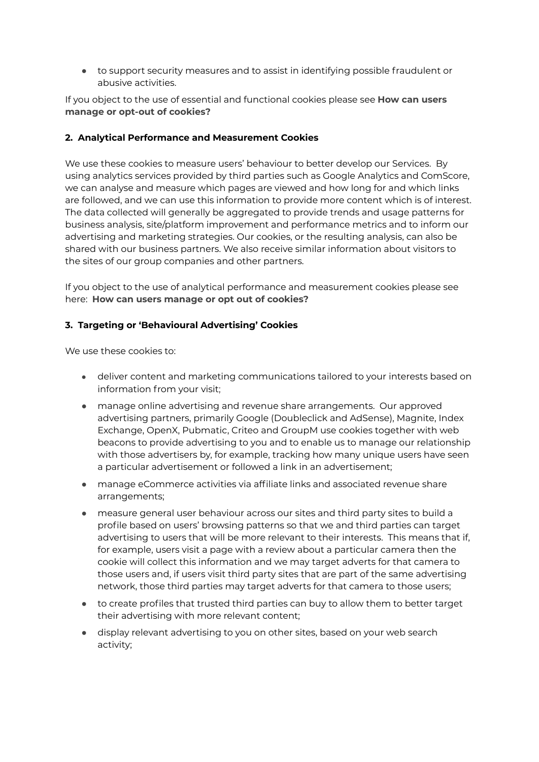- to support security measures and to assist in identifying possible fraudulent or abusive activities.

If you object to the use of essential and functional cookies please see **How can users manage or opt-out of cookies?**

**2. Analytical Performance and Measurement Cookies**

We use these cookies to measure users' behaviour to better develop our Services. By using analytics services provided by third parties such as Google Analytics and ComScore, we can analyse and measure which pages are viewed and how long for and which links are followed, and we can use this information to provide more content which is of interest. The data collected will generally be aggregated to provide trends and usage patterns for business analysis, site/platform improvement and performance metrics and to inform our advertising and marketing strategies. Our cookies, or the resulting analysis, can also be shared with our business partners. We also receive similar information about visitors to the sites of our group companies and other partners.

If you object to the use of analytical performance and measurement cookies please see here: **How can users manage or opt out of cookies?**

**3. Targeting or 'Behavioural Advertising' Cookies**

We use these cookies to:

- deliver content and marketing communications tailored to your interests based on information from your visit;
- manage online advertising and revenue share arrangements. Our approved advertising partners, primarily Google (Doubleclick and AdSense), Magnite, Index Exchange, OpenX, Pubmatic, Criteo and GroupM use cookies together with web beacons to provide advertising to you and to enable us to manage our relationship with those advertisers by, for example, tracking how many unique users have seen a particular advertisement or followed a link in an advertisement;
- manage eCommerce activities via affiliate links and associated revenue share arrangements;
- measure general user behaviour across our sites and third party sites to build a profile based on users' browsing patterns so that we and third parties can target advertising to users that will be more relevant to their interests. This means that if, for example, users visit a page with a review about a particular camera then the cookie will collect this information and we may target adverts for that camera to those users and, if users visit third party sites that are part of the same advertising network, those third parties may target adverts for that camera to those users;
- to create profiles that trusted third parties can buy to allow them to better target their advertising with more relevant content;
- display relevant advertising to you on other sites, based on your web search activity;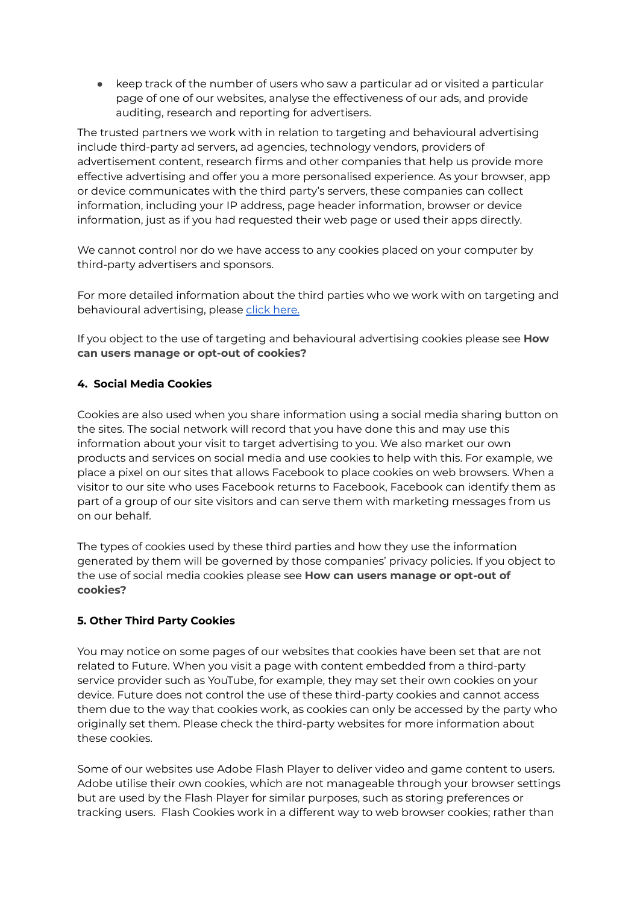- keep track of the number of users who saw a particular ad or visited a particular page of one of our websites, analyse the effectiveness of our ads, and provide auditing, research and reporting for advertisers.

The trusted partners we work with in relation to targeting and behavioural advertising include third-party ad servers, ad agencies, technology vendors, providers of advertisement content, research firms and other companies that help us provide more effective advertising and offer you a more personalised experience. As your browser, app or device communicates with the third party's servers, these companies can collect information, including your IP address, page header information, browser or device information, just as if you had requested their web page or used their apps directly.

We cannot control nor do we have access to any cookies placed on your computer by third-party advertisers and sponsors.

For more detailed information about the third parties who we work with on targeting and behavioural advertising, please click here.

If you object to the use of targeting and behavioural advertising cookies please see **How can users manage or opt-out of cookies?**

**4. Social Media Cookies**

Cookies are also used when you share information using a social media sharing button on the sites. The social network will record that you have done this and may use this information about your visit to target advertising to you. We also market our own products and services on social media and use cookies to help with this. For example, we place a pixel on our sites that allows Facebook to place cookies on web browsers. When a visitor to our site who uses Facebook returns to Facebook, Facebook can identify them as part of a group of our site visitors and can serve them with marketing messages from us on our behalf.

The types of cookies used by these third parties and how they use the information generated by them will be governed by those companies' privacy policies. If you object to the use of social media cookies please see **How can users manage or opt-out of cookies?**

**5. Other Third Party Cookies**

You may notice on some pages of our websites that cookies have been set that are not related to Future. When you visit a page with content embedded from a third-party service provider such as YouTube, for example, they may set their own cookies on your device. Future does not control the use of these third-party cookies and cannot access them due to the way that cookies work, as cookies can only be accessed by the party who originally set them. Please check the third-party websites for more information about these cookies.

Some of our websites use Adobe Flash Player to deliver video and game content to users. Adobe utilise their own cookies, which are not manageable through your browser settings but are used by the Flash Player for similar purposes, such as storing preferences or tracking users. Flash Cookies work in a different way to web browser cookies; rather than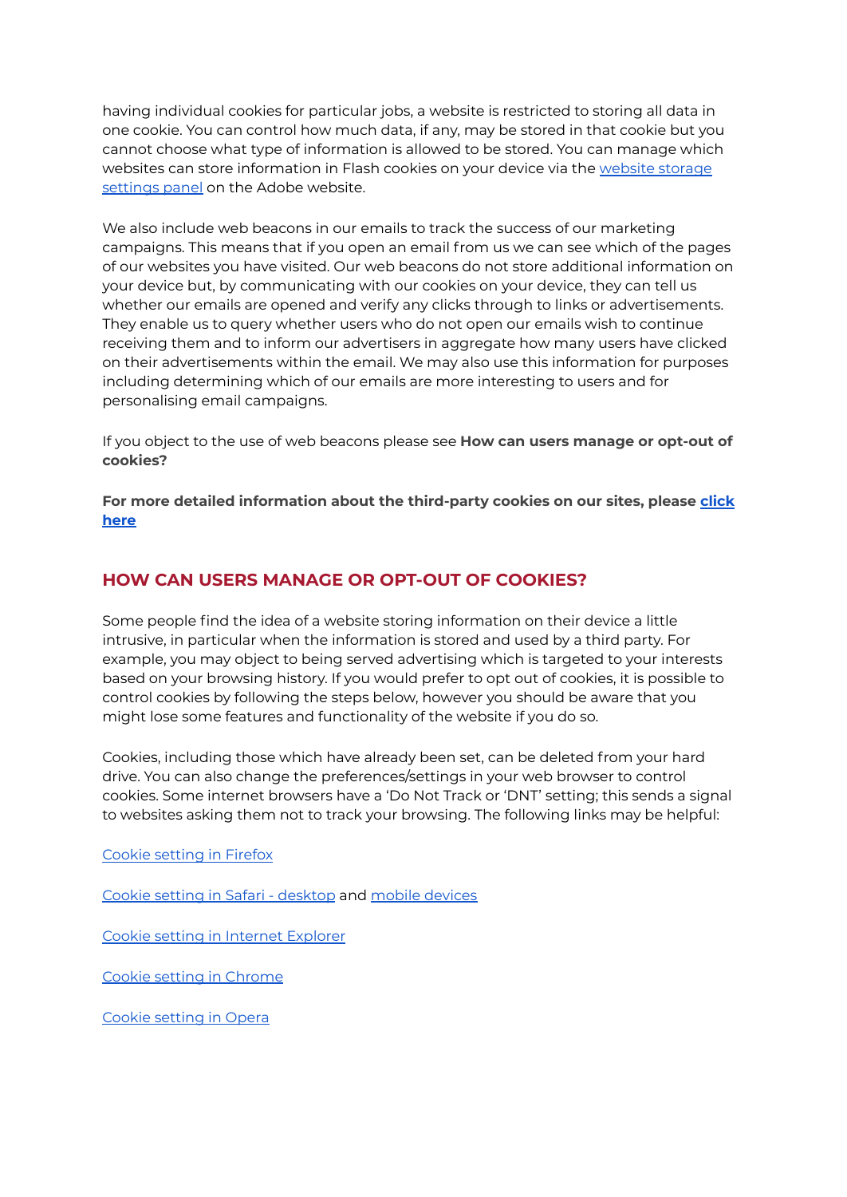having individual cookies for particular jobs, a website is restricted to storing all data in one cookie. You can control how much data, if any, may be stored in that cookie but you cannot choose what type of information is allowed to be stored. You can manage which websites can store information in Flash cookies on your device via the website storage settings panel on the Adobe website.

We also include web beacons in our emails to track the success of our marketing campaigns. This means that if you open an email from us we can see which of the pages of our websites you have visited. Our web beacons do not store additional information on your device but, by communicating with our cookies on your device, they can tell us whether our emails are opened and verify any clicks through to links or advertisements. They enable us to query whether users who do not open our emails wish to continue receiving them and to inform our advertisers in aggregate how many users have clicked on their advertisements within the email. We may also use this information for purposes including determining which of our emails are more interesting to users and for personalising email campaigns.

If you object to the use of web beacons please see **How can users manage or opt-out of cookies?**

**For more detailed information about the third-party cookies on our sites, please click here**

## HOW CAN USERS MANAGE OR OPT-OUT OF COOKIES?

Some people find the idea of a website storing information on their device a little intrusive, in particular when the information is stored and used by a third party. For example, you may object to being served advertising which is targeted to your interests based on your browsing history. If you would prefer to opt out of cookies, it is possible to control cookies by following the steps below, however you should be aware that you might lose some features and functionality of the website if you do so.

Cookies, including those which have already been set, can be deleted from your hard drive. You can also change the preferences/settings in your web browser to control cookies. Some internet browsers have a 'Do Not Track or 'DNT' setting; this sends a signal to websites asking them not to track your browsing. The following links may be helpful:

Cookie setting in Firefox

Cookie setting in Safari - desktop and mobile devices

Cookie setting in Internet Explorer

Cookie setting in Chrome

Cookie setting in Opera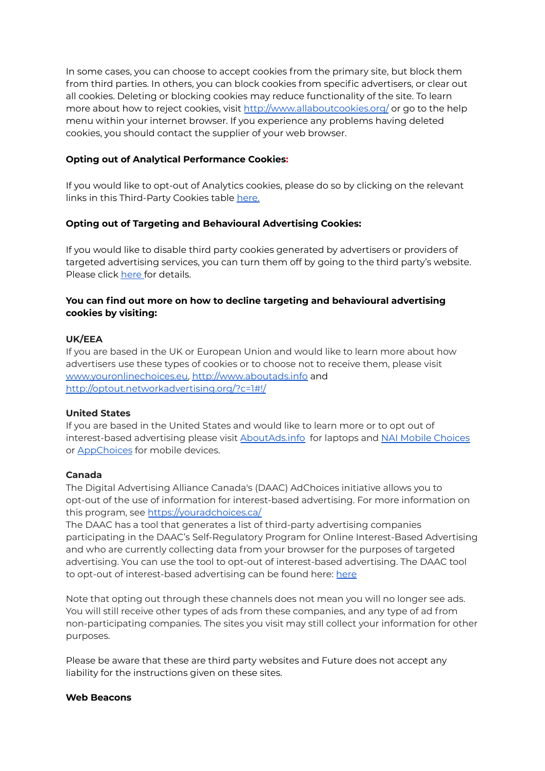In some cases, you can choose to accept cookies from the primary site, but block them from third parties. In others, you can block cookies from specific advertisers, or clear out all cookies. Deleting or blocking cookies may reduce functionality of the site. To learn more about how to reject cookies, visit [http://www.allaboutcookies.org/](http://www.allaboutcookies.org/) or go to the help menu within your internet browser. If you experience any problems having deleted cookies, you should contact the supplier of your web browser.

**Opting out of Analytical Performance Cookies:**

If you would like to opt-out of Analytics cookies, please do so by clicking on the relevant links in this Third-Party Cookies table here.

**Opting out of Targeting and Behavioural Advertising Cookies:**

If you would like to disable third party cookies generated by advertisers or providers of targeted advertising services, you can turn them off by going to the third party's website. Please click here for details.

**You can find out more on how to decline targeting and behavioural advertising cookies by visiting:**

**UK/EEA**
If you are based in the UK or European Union and would like to learn more about how advertisers use these types of cookies or to choose not to receive them, please visit [www.youronlinechoices.eu](www.youronlinechoices.eu), [http://www.aboutads.info](http://www.aboutads.info) and [http://optout.networkadvertising.org/?c=1#!/](http://optout.networkadvertising.org/?c=1#!/)

**United States**
If you are based in the United States and would like to learn more or to opt out of interest-based advertising please visit AboutAds.info for laptops and NAI Mobile Choices or AppChoices for mobile devices.

**Canada**
The Digital Advertising Alliance Canada's (DAAC) AdChoices initiative allows you to opt-out of the use of information for interest-based advertising. For more information on this program, see [https://youradchoices.ca/](https://youradchoices.ca/)
The DAAC has a tool that generates a list of third-party advertising companies participating in the DAAC's Self-Regulatory Program for Online Interest-Based Advertising and who are currently collecting data from your browser for the purposes of targeted advertising. You can use the tool to opt-out of interest-based advertising. The DAAC tool to opt-out of interest-based advertising can be found here: here

Note that opting out through these channels does not mean you will no longer see ads. You will still receive other types of ads from these companies, and any type of ad from non-participating companies. The sites you visit may still collect your information for other purposes.

Please be aware that these are third party websites and Future does not accept any liability for the instructions given on these sites.

**Web Beacons**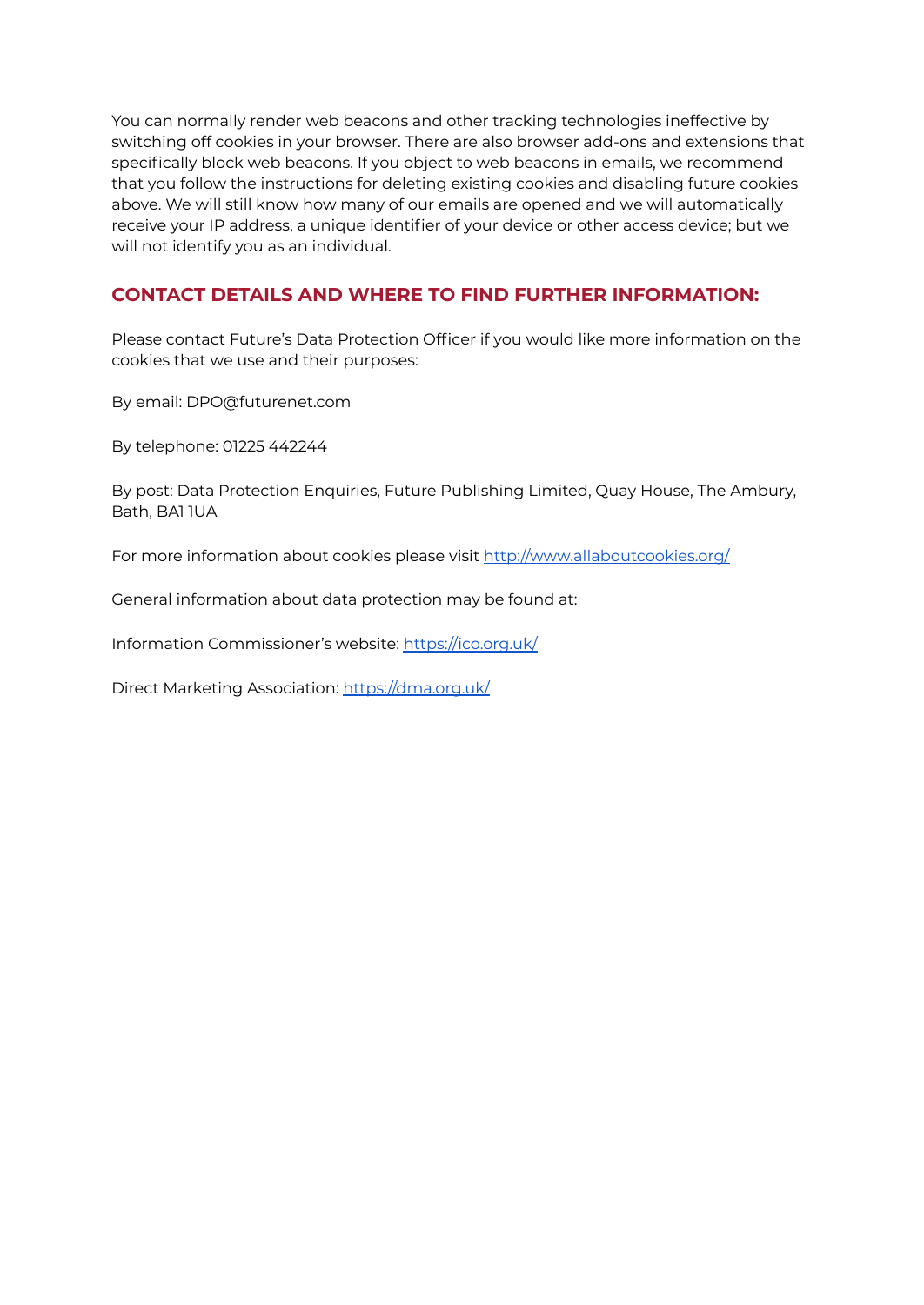You can normally render web beacons and other tracking technologies ineffective by switching off cookies in your browser. There are also browser add-ons and extensions that specifically block web beacons. If you object to web beacons in emails, we recommend that you follow the instructions for deleting existing cookies and disabling future cookies above. We will still know how many of our emails are opened and we will automatically receive your IP address, a unique identifier of your device or other access device; but we will not identify you as an individual.

## CONTACT DETAILS AND WHERE TO FIND FURTHER INFORMATION:

Please contact Future's Data Protection Officer if you would like more information on the cookies that we use and their purposes:

By email: DPO@futurenet.com

By telephone: 01225 442244

By post: Data Protection Enquiries, Future Publishing Limited, Quay House, The Ambury, Bath, BA1 1UA

For more information about cookies please visit [http://www.allaboutcookies.org/](http://www.allaboutcookies.org/)

General information about data protection may be found at:

Information Commissioner's website: [https://ico.org.uk/](https://ico.org.uk/)

Direct Marketing Association: [https://dma.org.uk/](https://dma.org.uk/)